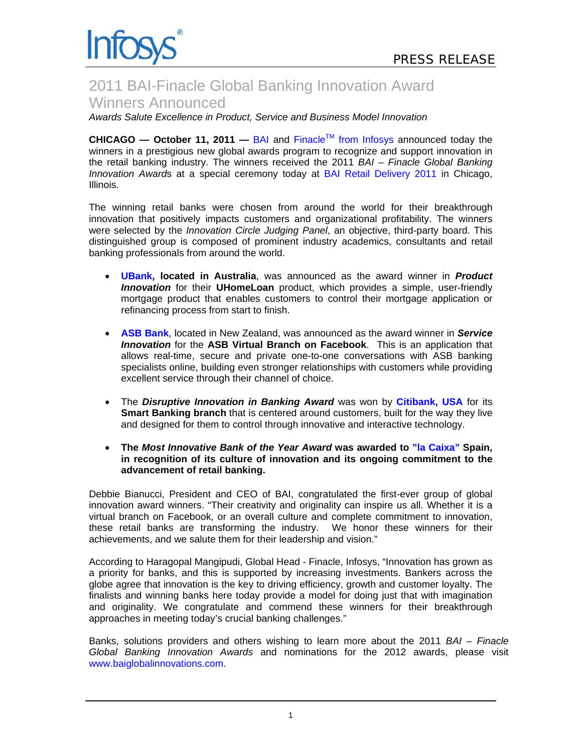Infosys®

PRESS RELEASE

# 2011 BAI-Finacle Global Banking Innovation Award Winners Announced

*Awards Salute Excellence in Product, Service and Business Model Innovation*

**CHICAGO — October 11, 2011 —** BAI and Finacle™ from Infosys announced today the winners in a prestigious new global awards program to recognize and support innovation in the retail banking industry. The winners received the 2011 *BAI – Finacle Global Banking Innovation Award*s at a special ceremony today at BAI Retail Delivery 2011 in Chicago, Illinois.

The winning retail banks were chosen from around the world for their breakthrough innovation that positively impacts customers and organizational profitability. The winners were selected by the *Innovation Circle Judging Panel*, an objective, third-party board. This distinguished group is composed of prominent industry academics, consultants and retail banking professionals from around the world.

- **UBank, located in Australia**, was announced as the award winner in ***Product Innovation*** for their **UHomeLoan** product, which provides a simple, user-friendly mortgage product that enables customers to control their mortgage application or refinancing process from start to finish.

- **ASB Bank**, located in New Zealand, was announced as the award winner in ***Service Innovation*** for the **ASB Virtual Branch on Facebook**. This is an application that allows real-time, secure and private one-to-one conversations with ASB banking specialists online, building even stronger relationships with customers while providing excellent service through their channel of choice.

- The ***Disruptive Innovation in Banking Award*** was won by **Citibank, USA** for its **Smart Banking branch** that is centered around customers, built for the way they live and designed for them to control through innovative and interactive technology.

- **The *Most Innovative Bank of the Year Award* was awarded to "la Caixa" Spain, in recognition of its culture of innovation and its ongoing commitment to the advancement of retail banking.**

Debbie Bianucci, President and CEO of BAI, congratulated the first-ever group of global innovation award winners. "Their creativity and originality can inspire us all. Whether it is a virtual branch on Facebook, or an overall culture and complete commitment to innovation, these retail banks are transforming the industry. We honor these winners for their achievements, and we salute them for their leadership and vision."

According to Haragopal Mangipudi, Global Head - Finacle, Infosys, "Innovation has grown as a priority for banks, and this is supported by increasing investments. Bankers across the globe agree that innovation is the key to driving efficiency, growth and customer loyalty. The finalists and winning banks here today provide a model for doing just that with imagination and originality. We congratulate and commend these winners for their breakthrough approaches in meeting today's crucial banking challenges."

Banks, solutions providers and others wishing to learn more about the 2011 *BAI – Finacle Global Banking Innovation Awards* and nominations for the 2012 awards, please visit www.baiglobalinnovations.com.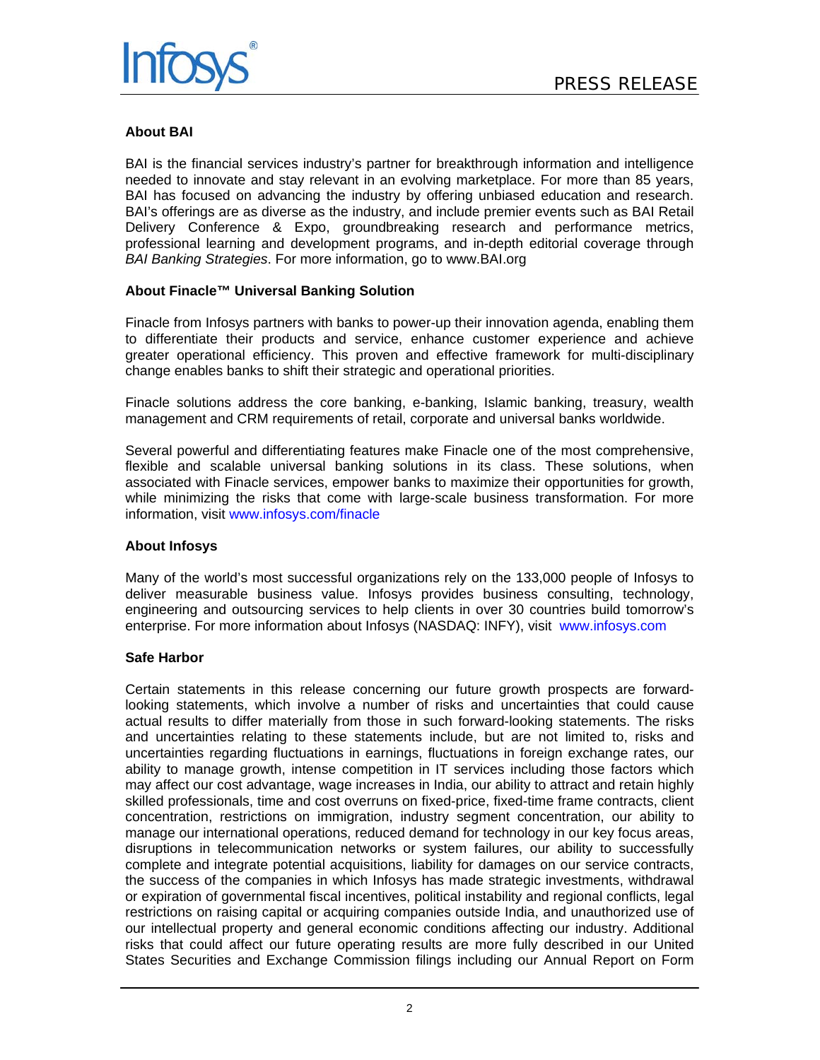## About BAI

BAI is the financial services industry's partner for breakthrough information and intelligence needed to innovate and stay relevant in an evolving marketplace. For more than 85 years, BAI has focused on advancing the industry by offering unbiased education and research. BAI's offerings are as diverse as the industry, and include premier events such as BAI Retail Delivery Conference & Expo, groundbreaking research and performance metrics, professional learning and development programs, and in-depth editorial coverage through *BAI Banking Strategies*. For more information, go to www.BAI.org

## About Finacle™ Universal Banking Solution

Finacle from Infosys partners with banks to power-up their innovation agenda, enabling them to differentiate their products and service, enhance customer experience and achieve greater operational efficiency. This proven and effective framework for multi-disciplinary change enables banks to shift their strategic and operational priorities.

Finacle solutions address the core banking, e-banking, Islamic banking, treasury, wealth management and CRM requirements of retail, corporate and universal banks worldwide.

Several powerful and differentiating features make Finacle one of the most comprehensive, flexible and scalable universal banking solutions in its class. These solutions, when associated with Finacle services, empower banks to maximize their opportunities for growth, while minimizing the risks that come with large-scale business transformation. For more information, visit www.infosys.com/finacle

## About Infosys

Many of the world's most successful organizations rely on the 133,000 people of Infosys to deliver measurable business value. Infosys provides business consulting, technology, engineering and outsourcing services to help clients in over 30 countries build tomorrow's enterprise. For more information about Infosys (NASDAQ: INFY), visit www.infosys.com

## Safe Harbor

Certain statements in this release concerning our future growth prospects are forward-looking statements, which involve a number of risks and uncertainties that could cause actual results to differ materially from those in such forward-looking statements. The risks and uncertainties relating to these statements include, but are not limited to, risks and uncertainties regarding fluctuations in earnings, fluctuations in foreign exchange rates, our ability to manage growth, intense competition in IT services including those factors which may affect our cost advantage, wage increases in India, our ability to attract and retain highly skilled professionals, time and cost overruns on fixed-price, fixed-time frame contracts, client concentration, restrictions on immigration, industry segment concentration, our ability to manage our international operations, reduced demand for technology in our key focus areas, disruptions in telecommunication networks or system failures, our ability to successfully complete and integrate potential acquisitions, liability for damages on our service contracts, the success of the companies in which Infosys has made strategic investments, withdrawal or expiration of governmental fiscal incentives, political instability and regional conflicts, legal restrictions on raising capital or acquiring companies outside India, and unauthorized use of our intellectual property and general economic conditions affecting our industry. Additional risks that could affect our future operating results are more fully described in our United States Securities and Exchange Commission filings including our Annual Report on Form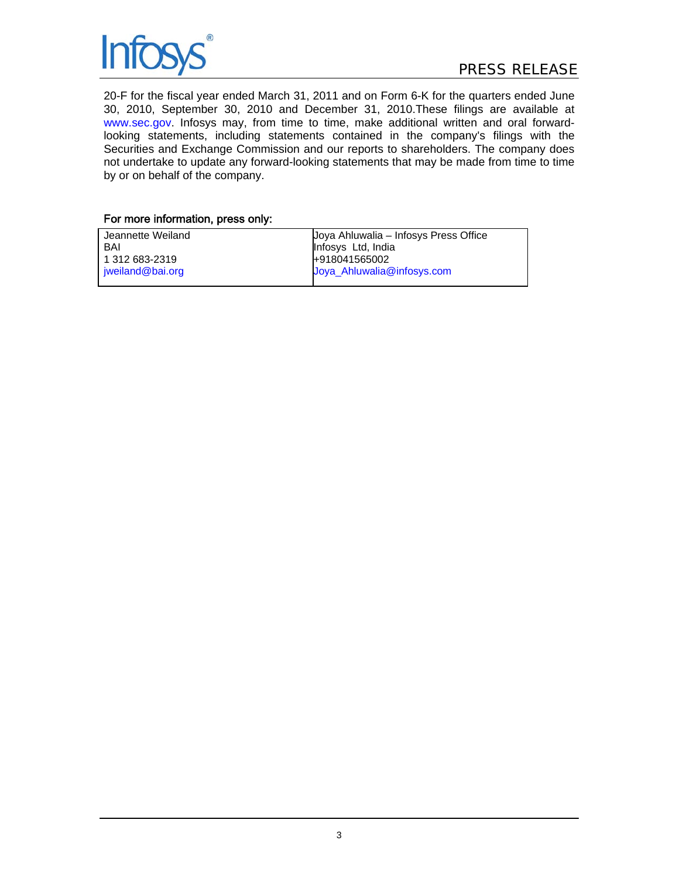20-F for the fiscal year ended March 31, 2011 and on Form 6-K for the quarters ended June 30, 2010, September 30, 2010 and December 31, 2010.These filings are available at www.sec.gov. Infosys may, from time to time, make additional written and oral forward-looking statements, including statements contained in the company's filings with the Securities and Exchange Commission and our reports to shareholders. The company does not undertake to update any forward-looking statements that may be made from time to time by or on behalf of the company.

**For more information, press only:**

| | |
|---|---|
| Jeannette Weiland<br>BAI<br>1 312 683-2319<br>jweiland@bai.org | Joya Ahluwalia – Infosys Press Office<br>Infosys Ltd, India<br>+918041565002<br>Joya_Ahluwalia@infosys.com |